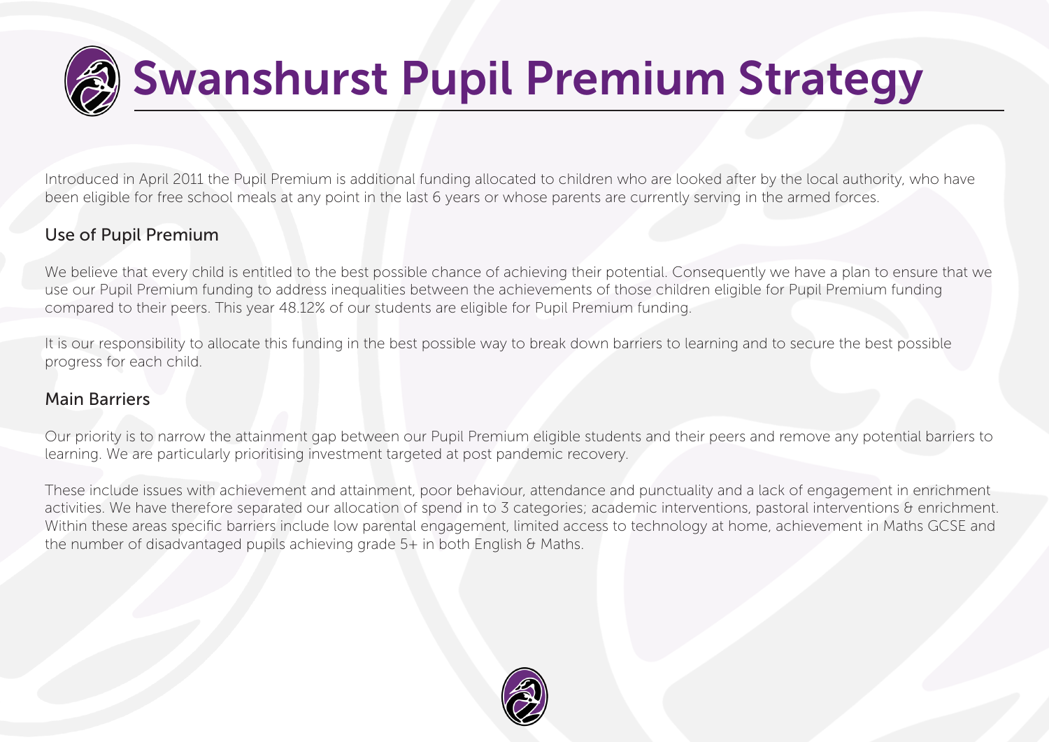# Swanshurst Pupil Premium Strategy

Introduced in April 2011 the Pupil Premium is additional funding allocated to children who are looked after by the local authority, who have been eligible for free school meals at any point in the last 6 years or whose parents are currently serving in the armed forces.

## Use of Pupil Premium

We believe that every child is entitled to the best possible chance of achieving their potential. Consequently we have a plan to ensure that we use our Pupil Premium funding to address inequalities between the achievements of those children eligible for Pupil Premium funding compared to their peers. This year 48.12% of our students are eligible for Pupil Premium funding.

It is our responsibility to allocate this funding in the best possible way to break down barriers to learning and to secure the best possible progress for each child.

## Main Barriers

Our priority is to narrow the attainment gap between our Pupil Premium eligible students and their peers and remove any potential barriers to learning. We are particularly prioritising investment targeted at post pandemic recovery.

These include issues with achievement and attainment, poor behaviour, attendance and punctuality and a lack of engagement in enrichment activities. We have therefore separated our allocation of spend in to 3 categories; academic interventions, pastoral interventions & enrichment. Within these areas specific barriers include low parental engagement, limited access to technology at home, achievement in Maths GCSE and the number of disadvantaged pupils achieving grade 5+ in both English & Maths.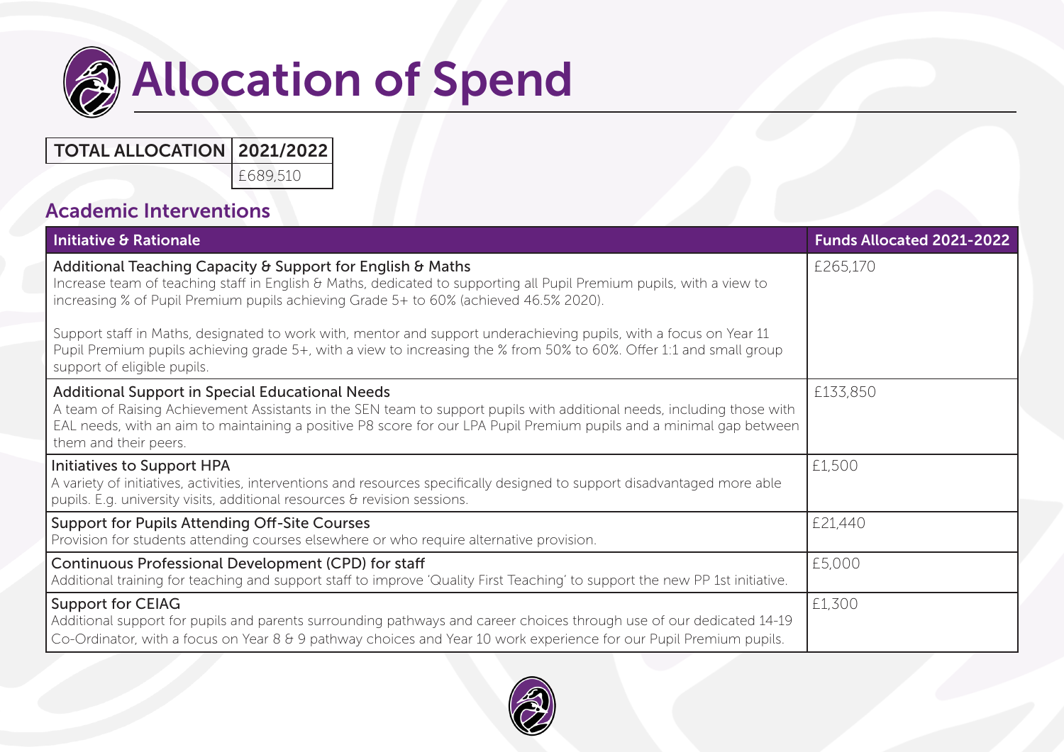# Allocation of Spend

| TOTAL ALLOCATION | 2021/2022 |
| --- | --- |
| | £689,510 |

## Academic Interventions

| Initiative & Rationale | Funds Allocated 2021-2022 |
| --- | --- |
| **Additional Teaching Capacity & Support for English & Maths**<br>Increase team of teaching staff in English & Maths, dedicated to supporting all Pupil Premium pupils, with a view to increasing % of Pupil Premium pupils achieving Grade 5+ to 60% (achieved 46.5% 2020).<br><br>Support staff in Maths, designated to work with, mentor and support underachieving pupils, with a focus on Year 11 Pupil Premium pupils achieving grade 5+, with a view to increasing the % from 50% to 60%. Offer 1:1 and small group support of eligible pupils. | £265,170 |
| **Additional Support in Special Educational Needs**<br>A team of Raising Achievement Assistants in the SEN team to support pupils with additional needs, including those with EAL needs, with an aim to maintaining a positive P8 score for our LPA Pupil Premium pupils and a minimal gap between them and their peers. | £133,850 |
| **Initiatives to Support HPA**<br>A variety of initiatives, activities, interventions and resources specifically designed to support disadvantaged more able pupils. E.g. university visits, additional resources & revision sessions. | £1,500 |
| **Support for Pupils Attending Off-Site Courses**<br>Provision for students attending courses elsewhere or who require alternative provision. | £21,440 |
| **Continuous Professional Development (CPD) for staff**<br>Additional training for teaching and support staff to improve 'Quality First Teaching' to support the new PP 1st initiative. | £5,000 |
| **Support for CEIAG**<br>Additional support for pupils and parents surrounding pathways and career choices through use of our dedicated 14-19 Co-Ordinator, with a focus on Year 8 & 9 pathway choices and Year 10 work experience for our Pupil Premium pupils. | £1,300 |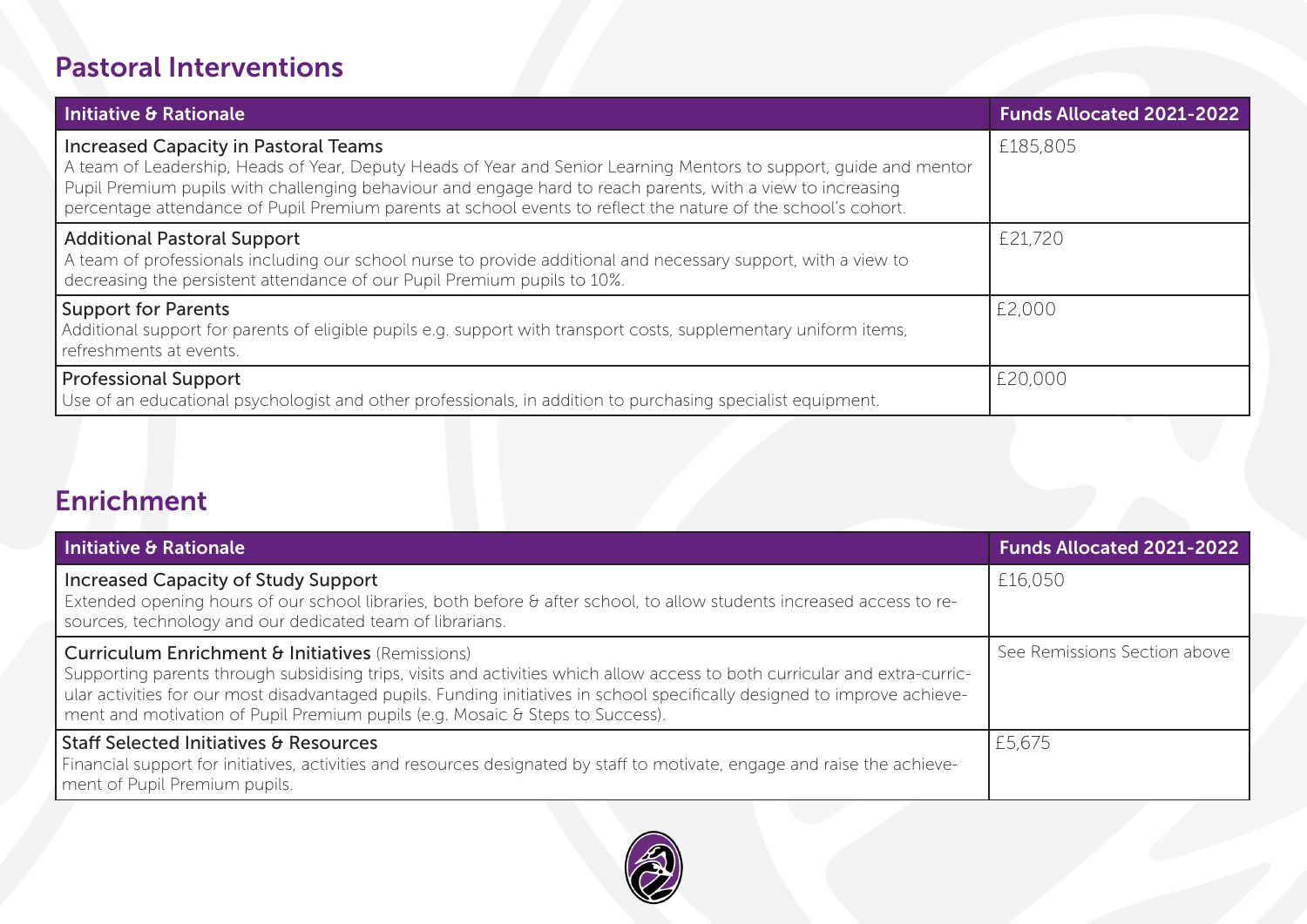## Pastoral Interventions

| Initiative & Rationale | Funds Allocated 2021-2022 |
| --- | --- |
| **Increased Capacity in Pastoral Teams**<br>A team of Leadership, Heads of Year, Deputy Heads of Year and Senior Learning Mentors to support, guide and mentor Pupil Premium pupils with challenging behaviour and engage hard to reach parents, with a view to increasing percentage attendance of Pupil Premium parents at school events to reflect the nature of the school's cohort. | £185,805 |
| **Additional Pastoral Support**<br>A team of professionals including our school nurse to provide additional and necessary support, with a view to decreasing the persistent attendance of our Pupil Premium pupils to 10%. | £21,720 |
| **Support for Parents**<br>Additional support for parents of eligible pupils e.g. support with transport costs, supplementary uniform items, refreshments at events. | £2,000 |
| **Professional Support**<br>Use of an educational psychologist and other professionals, in addition to purchasing specialist equipment. | £20,000 |

## Enrichment

| Initiative & Rationale | Funds Allocated 2021-2022 |
| --- | --- |
| **Increased Capacity of Study Support**<br>Extended opening hours of our school libraries, both before & after school, to allow students increased access to resources, technology and our dedicated team of librarians. | £16,050 |
| **Curriculum Enrichment & Initiatives** (Remissions)<br>Supporting parents through subsidising trips, visits and activities which allow access to both curricular and extra-curricular activities for our most disadvantaged pupils. Funding initiatives in school specifically designed to improve achievement and motivation of Pupil Premium pupils (e.g. Mosaic & Steps to Success). | See Remissions Section above |
| **Staff Selected Initiatives & Resources**<br>Financial support for initiatives, activities and resources designated by staff to motivate, engage and raise the achievement of Pupil Premium pupils. | £5,675 |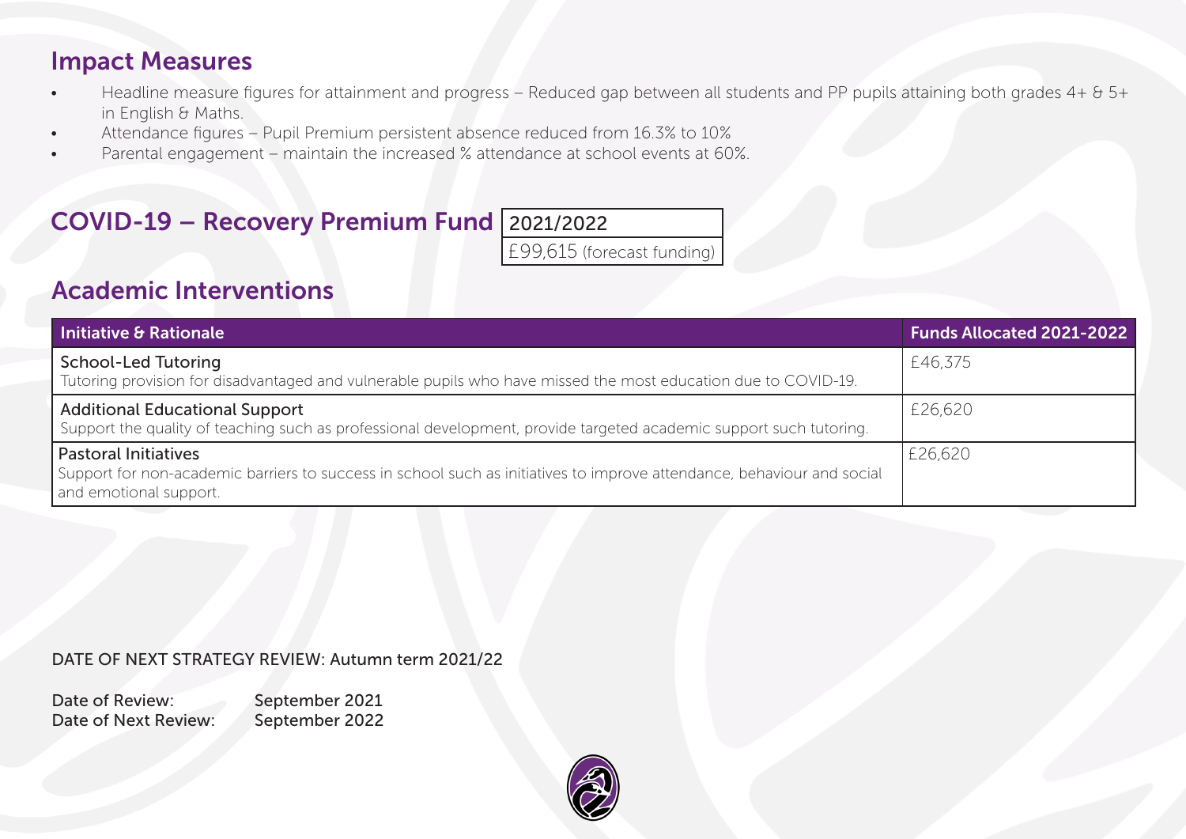## Impact Measures

- Headline measure figures for attainment and progress – Reduced gap between all students and PP pupils attaining both grades 4+ & 5+ in English & Maths.
- Attendance figures – Pupil Premium persistent absence reduced from 16.3% to 10%
- Parental engagement – maintain the increased % attendance at school events at 60%.

## COVID-19 – Recovery Premium Fund

| 2021/2022 |
|---|
| £99,615 (forecast funding) |

## Academic Interventions

| Initiative & Rationale | Funds Allocated 2021-2022 |
|---|---|
| School-Led Tutoring<br>Tutoring provision for disadvantaged and vulnerable pupils who have missed the most education due to COVID-19. | £46,375 |
| Additional Educational Support<br>Support the quality of teaching such as professional development, provide targeted academic support such tutoring. | £26,620 |
| Pastoral Initiatives<br>Support for non-academic barriers to success in school such as initiatives to improve attendance, behaviour and social and emotional support. | £26,620 |

DATE OF NEXT STRATEGY REVIEW: Autumn term 2021/22

Date of Review: September 2021
Date of Next Review: September 2022